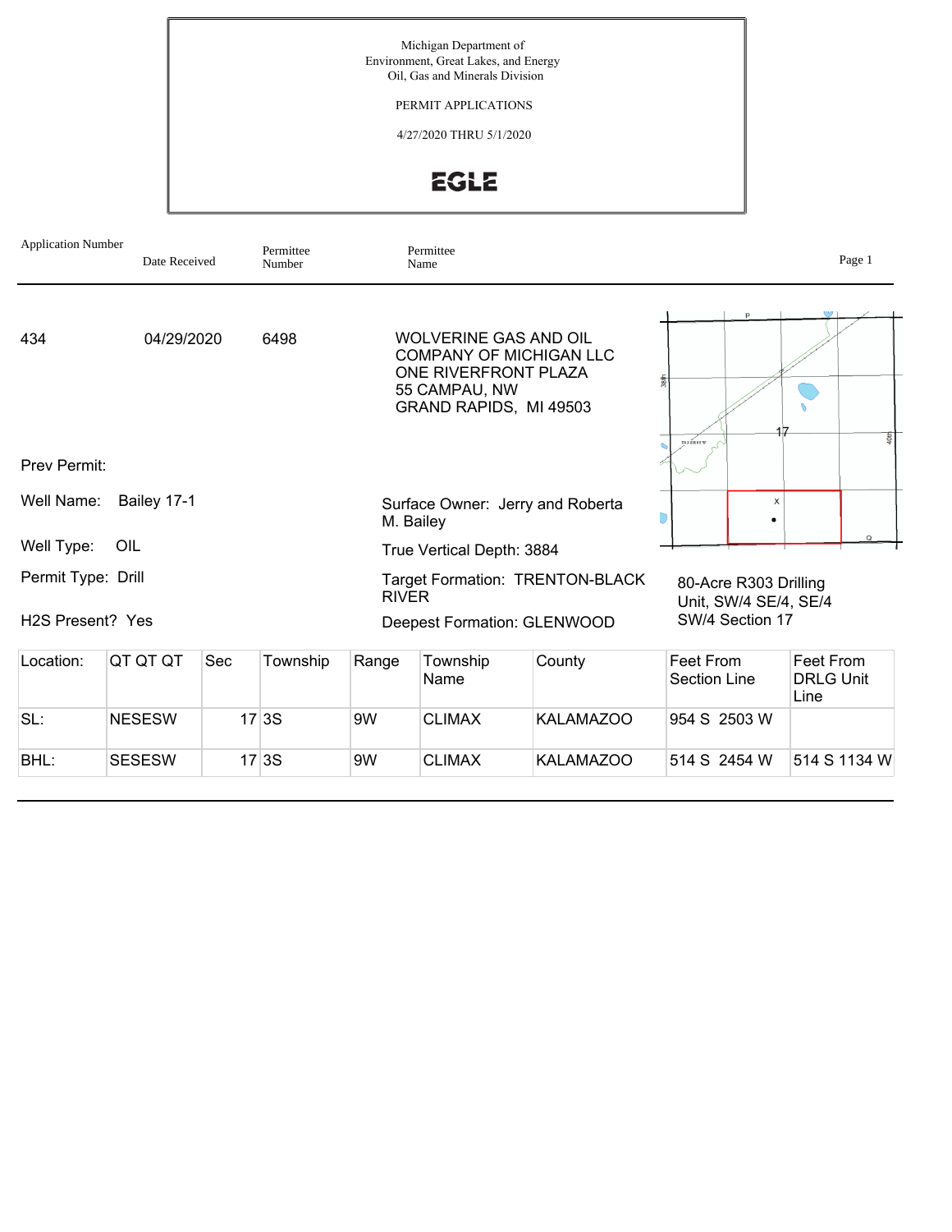Michigan Department of
Environment, Great Lakes, and Energy
Oil, Gas and Minerals Division

PERMIT APPLICATIONS

4/27/2020 THRU 5/1/2020

EGLE

| Application Number | Date Received | Permittee Number | Permittee Name |
|---|---|---|---|
| 434 | 04/29/2020 | 6498 | WOLVERINE GAS AND OIL COMPANY OF MICHIGAN LLC<br>ONE RIVERFRONT PLAZA<br>55 CAMPAU, NW<br>GRAND RAPIDS, MI 49503 |

Prev Permit:

Well Name: Bailey 17-1

Well Type: OIL

Permit Type: Drill

H2S Present? Yes

Surface Owner: Jerry and Roberta M. Bailey

True Vertical Depth: 3884

Target Formation: TRENTON-BLACK RIVER

Deepest Formation: GLENWOOD

80-Acre R303 Drilling Unit, SW/4 SE/4, SE/4 SW/4 Section 17

| Location: | QT QT QT | Sec | Township | Range | Township Name | County | Feet From Section Line | Feet From DRLG Unit Line |
|---|---|---|---|---|---|---|---|---|
| SL: | NESESW | 17 | 3S | 9W | CLIMAX | KALAMAZOO | 954 S 2503 W | |
| BHL: | SESESW | 17 | 3S | 9W | CLIMAX | KALAMAZOO | 514 S 2454 W | 514 S 1134 W |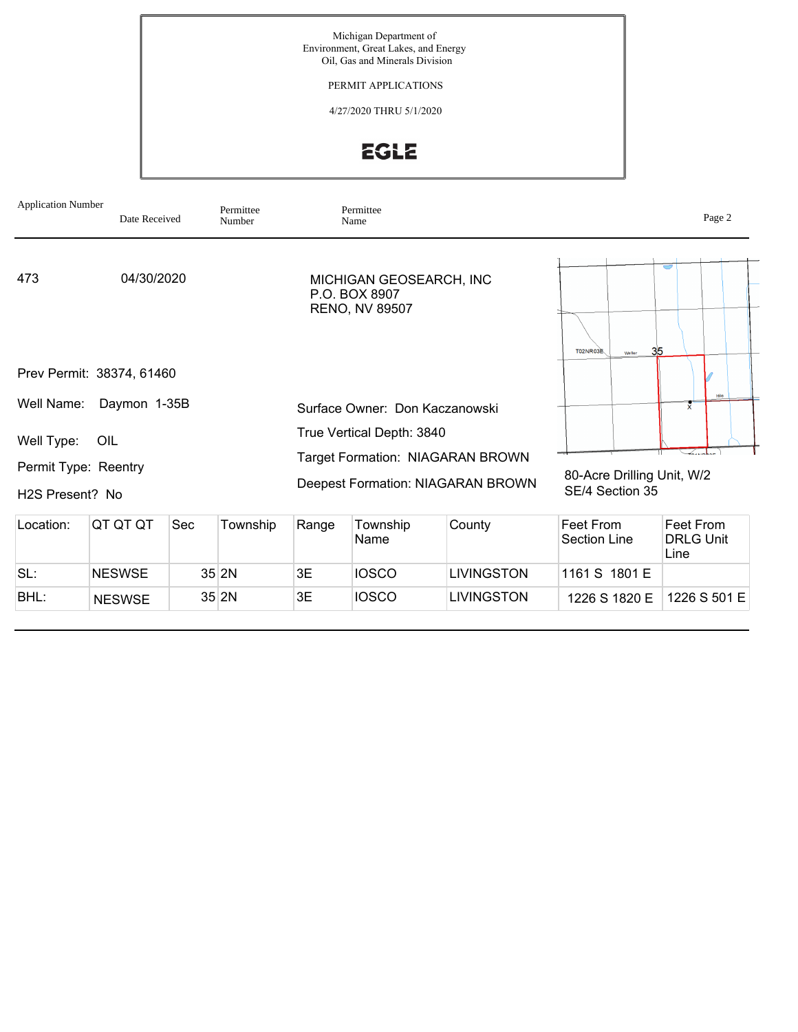Michigan Department of
Environment, Great Lakes, and Energy
Oil, Gas and Minerals Division

PERMIT APPLICATIONS

4/27/2020 THRU 5/1/2020

**EGLE**

| Application Number | Date Received | Permittee Number | Permittee Name |
|---|---|---|---|
| 473 | 04/30/2020 | | MICHIGAN GEOSEARCH, INC<br>P.O. BOX 8907<br>RENO, NV 89507 |

Prev Permit: 38374, 61460

Well Name: Daymon 1-35B

Well Type: OIL

Permit Type: Reentry

H2S Present? No

Surface Owner: Don Kaczanowski

True Vertical Depth: 3840

Target Formation: NIAGARAN BROWN

Deepest Formation: NIAGARAN BROWN

T02NR03E

35

80-Acre Drilling Unit, W/2 SE/4 Section 35

| Location: | QT QT QT | Sec | Township | Range | Township Name | County | Feet From Section Line | Feet From DRLG Unit Line |
|---|---|---|---|---|---|---|---|---|
| SL: | NESWSE | 35 | 2N | 3E | IOSCO | LIVINGSTON | 1161 S 1801 E | |
| BHL: | NESWSE | 35 | 2N | 3E | IOSCO | LIVINGSTON | 1226 S 1820 E | 1226 S 501 E |